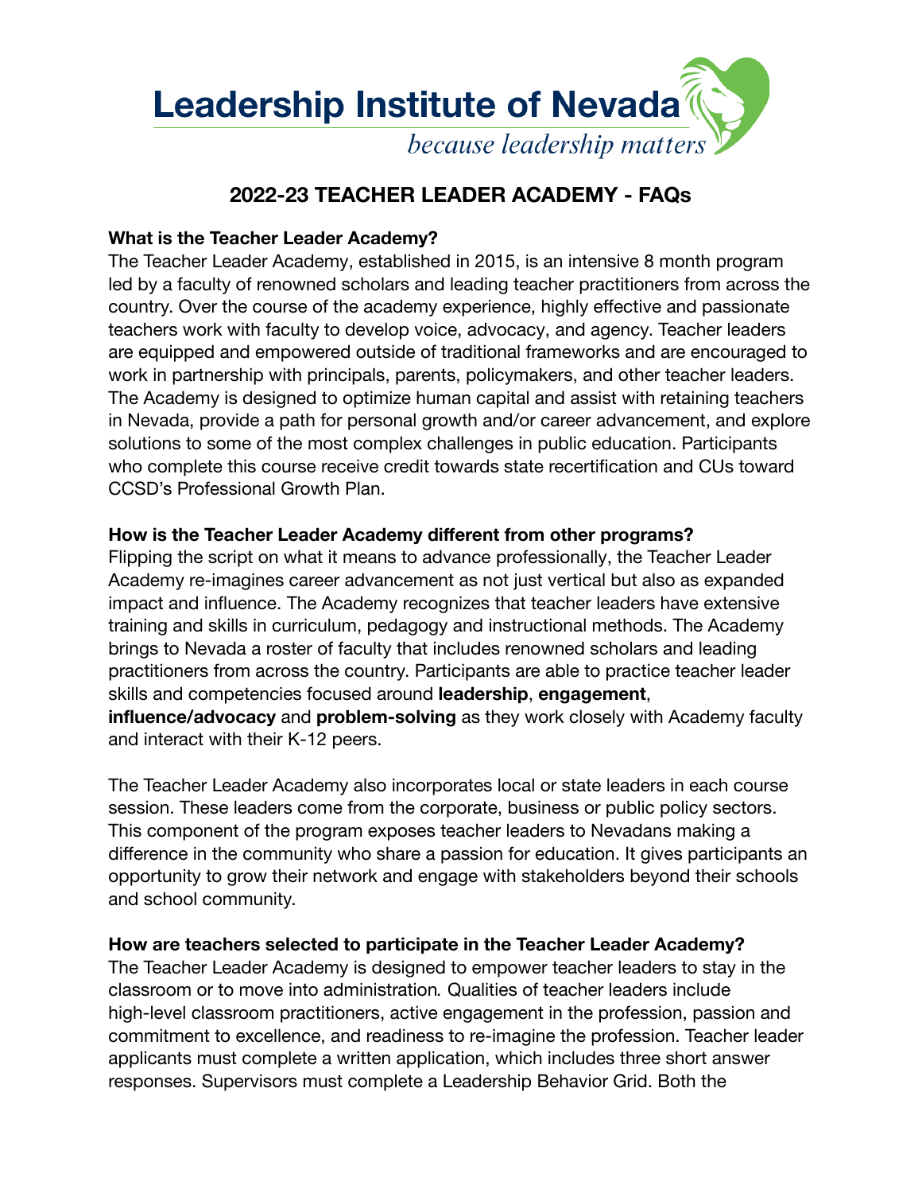# Leadership Institute of Nevada

*because leadership matters*

## 2022-23 TEACHER LEADER ACADEMY - FAQs

**What is the Teacher Leader Academy?**

The Teacher Leader Academy, established in 2015, is an intensive 8 month program led by a faculty of renowned scholars and leading teacher practitioners from across the country. Over the course of the academy experience, highly effective and passionate teachers work with faculty to develop voice, advocacy, and agency. Teacher leaders are equipped and empowered outside of traditional frameworks and are encouraged to work in partnership with principals, parents, policymakers, and other teacher leaders. The Academy is designed to optimize human capital and assist with retaining teachers in Nevada, provide a path for personal growth and/or career advancement, and explore solutions to some of the most complex challenges in public education. Participants who complete this course receive credit towards state recertification and CUs toward CCSD's Professional Growth Plan.

**How is the Teacher Leader Academy different from other programs?**

Flipping the script on what it means to advance professionally, the Teacher Leader Academy re-imagines career advancement as not just vertical but also as expanded impact and influence. The Academy recognizes that teacher leaders have extensive training and skills in curriculum, pedagogy and instructional methods. The Academy brings to Nevada a roster of faculty that includes renowned scholars and leading practitioners from across the country. Participants are able to practice teacher leader skills and competencies focused around **leadership**, **engagement**, **influence/advocacy** and **problem-solving** as they work closely with Academy faculty and interact with their K-12 peers.

The Teacher Leader Academy also incorporates local or state leaders in each course session. These leaders come from the corporate, business or public policy sectors. This component of the program exposes teacher leaders to Nevadans making a difference in the community who share a passion for education. It gives participants an opportunity to grow their network and engage with stakeholders beyond their schools and school community.

**How are teachers selected to participate in the Teacher Leader Academy?**

The Teacher Leader Academy is designed to empower teacher leaders to stay in the classroom or to move into administration. Qualities of teacher leaders include high-level classroom practitioners, active engagement in the profession, passion and commitment to excellence, and readiness to re-imagine the profession. Teacher leader applicants must complete a written application, which includes three short answer responses. Supervisors must complete a Leadership Behavior Grid. Both the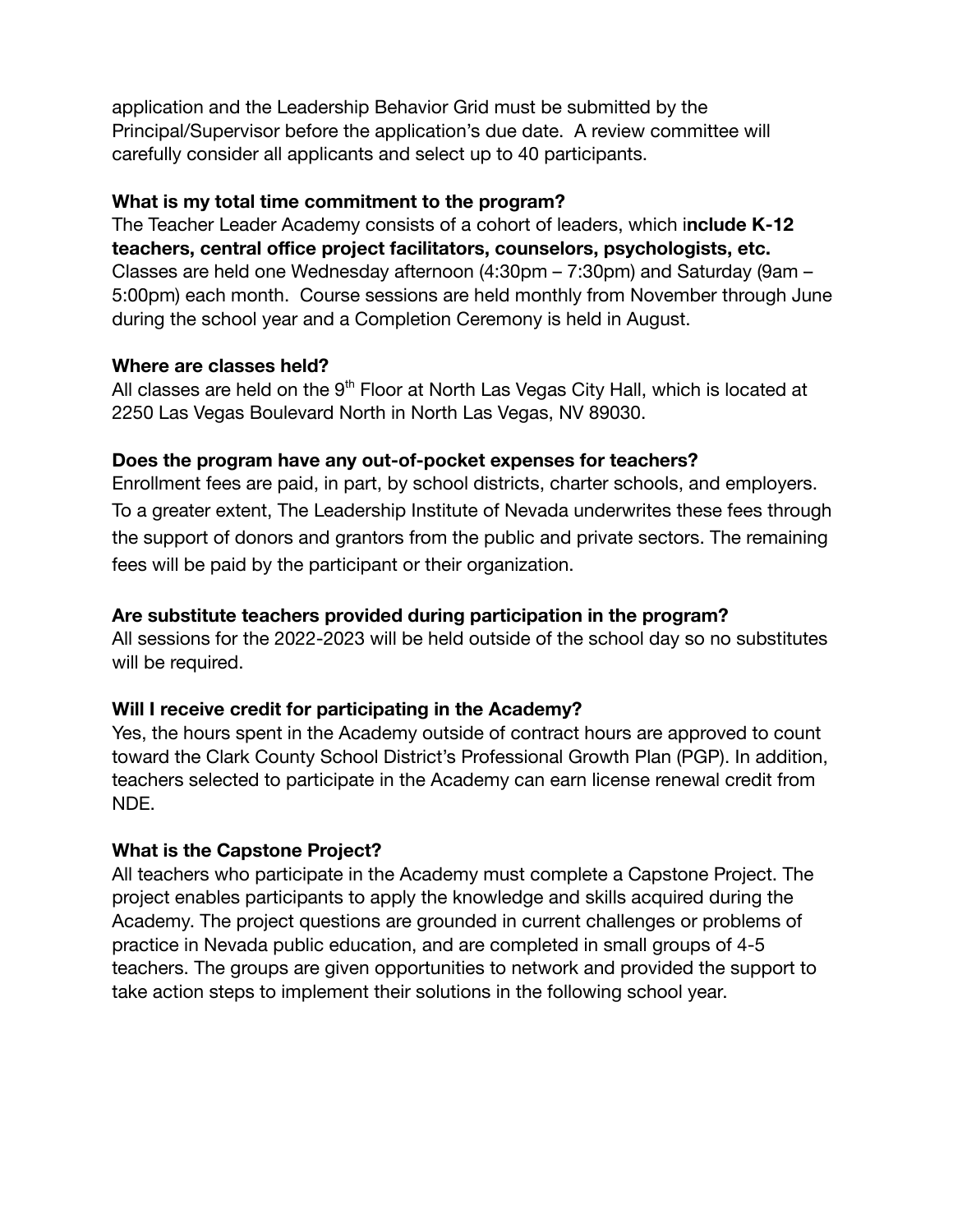application and the Leadership Behavior Grid must be submitted by the Principal/Supervisor before the application's due date. A review committee will carefully consider all applicants and select up to 40 participants.

**What is my total time commitment to the program?**

The Teacher Leader Academy consists of a cohort of leaders, which i**nclude K-12 teachers, central office project facilitators, counselors, psychologists, etc.** Classes are held one Wednesday afternoon (4:30pm – 7:30pm) and Saturday (9am – 5:00pm) each month. Course sessions are held monthly from November through June during the school year and a Completion Ceremony is held in August.

**Where are classes held?**

All classes are held on the 9th Floor at North Las Vegas City Hall, which is located at 2250 Las Vegas Boulevard North in North Las Vegas, NV 89030.

**Does the program have any out-of-pocket expenses for teachers?**

Enrollment fees are paid, in part, by school districts, charter schools, and employers. To a greater extent, The Leadership Institute of Nevada underwrites these fees through the support of donors and grantors from the public and private sectors. The remaining fees will be paid by the participant or their organization.

**Are substitute teachers provided during participation in the program?**

All sessions for the 2022-2023 will be held outside of the school day so no substitutes will be required.

**Will I receive credit for participating in the Academy?**

Yes, the hours spent in the Academy outside of contract hours are approved to count toward the Clark County School District's Professional Growth Plan (PGP). In addition, teachers selected to participate in the Academy can earn license renewal credit from NDE.

**What is the Capstone Project?**

All teachers who participate in the Academy must complete a Capstone Project. The project enables participants to apply the knowledge and skills acquired during the Academy. The project questions are grounded in current challenges or problems of practice in Nevada public education, and are completed in small groups of 4-5 teachers. The groups are given opportunities to network and provided the support to take action steps to implement their solutions in the following school year.